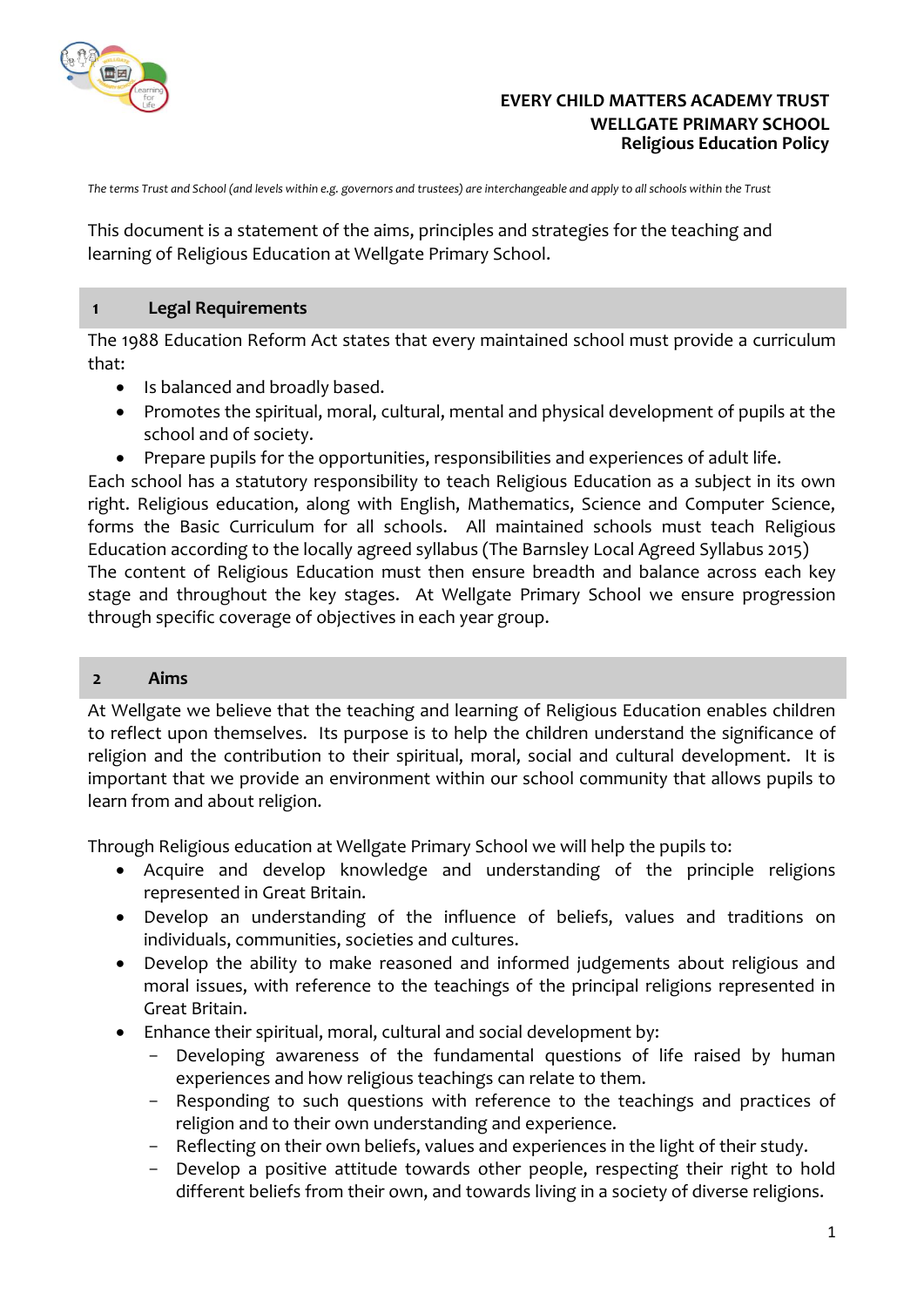**EVERY CHILD MATTERS ACADEMY TRUST**
**WELLGATE PRIMARY SCHOOL**
**Religious Education Policy**

*The terms Trust and School (and levels within e.g. governors and trustees) are interchangeable and apply to all schools within the Trust*

This document is a statement of the aims, principles and strategies for the teaching and learning of Religious Education at Wellgate Primary School.

## 1 Legal Requirements

The 1988 Education Reform Act states that every maintained school must provide a curriculum that:

- Is balanced and broadly based.
- Promotes the spiritual, moral, cultural, mental and physical development of pupils at the school and of society.
- Prepare pupils for the opportunities, responsibilities and experiences of adult life.

Each school has a statutory responsibility to teach Religious Education as a subject in its own right. Religious education, along with English, Mathematics, Science and Computer Science, forms the Basic Curriculum for all schools. All maintained schools must teach Religious Education according to the locally agreed syllabus (The Barnsley Local Agreed Syllabus 2015)

The content of Religious Education must then ensure breadth and balance across each key stage and throughout the key stages. At Wellgate Primary School we ensure progression through specific coverage of objectives in each year group.

## 2 Aims

At Wellgate we believe that the teaching and learning of Religious Education enables children to reflect upon themselves. Its purpose is to help the children understand the significance of religion and the contribution to their spiritual, moral, social and cultural development. It is important that we provide an environment within our school community that allows pupils to learn from and about religion.

Through Religious education at Wellgate Primary School we will help the pupils to:

- Acquire and develop knowledge and understanding of the principle religions represented in Great Britain.
- Develop an understanding of the influence of beliefs, values and traditions on individuals, communities, societies and cultures.
- Develop the ability to make reasoned and informed judgements about religious and moral issues, with reference to the teachings of the principal religions represented in Great Britain.
- Enhance their spiritual, moral, cultural and social development by:
  - Developing awareness of the fundamental questions of life raised by human experiences and how religious teachings can relate to them.
  - Responding to such questions with reference to the teachings and practices of religion and to their own understanding and experience.
  - Reflecting on their own beliefs, values and experiences in the light of their study.
  - Develop a positive attitude towards other people, respecting their right to hold different beliefs from their own, and towards living in a society of diverse religions.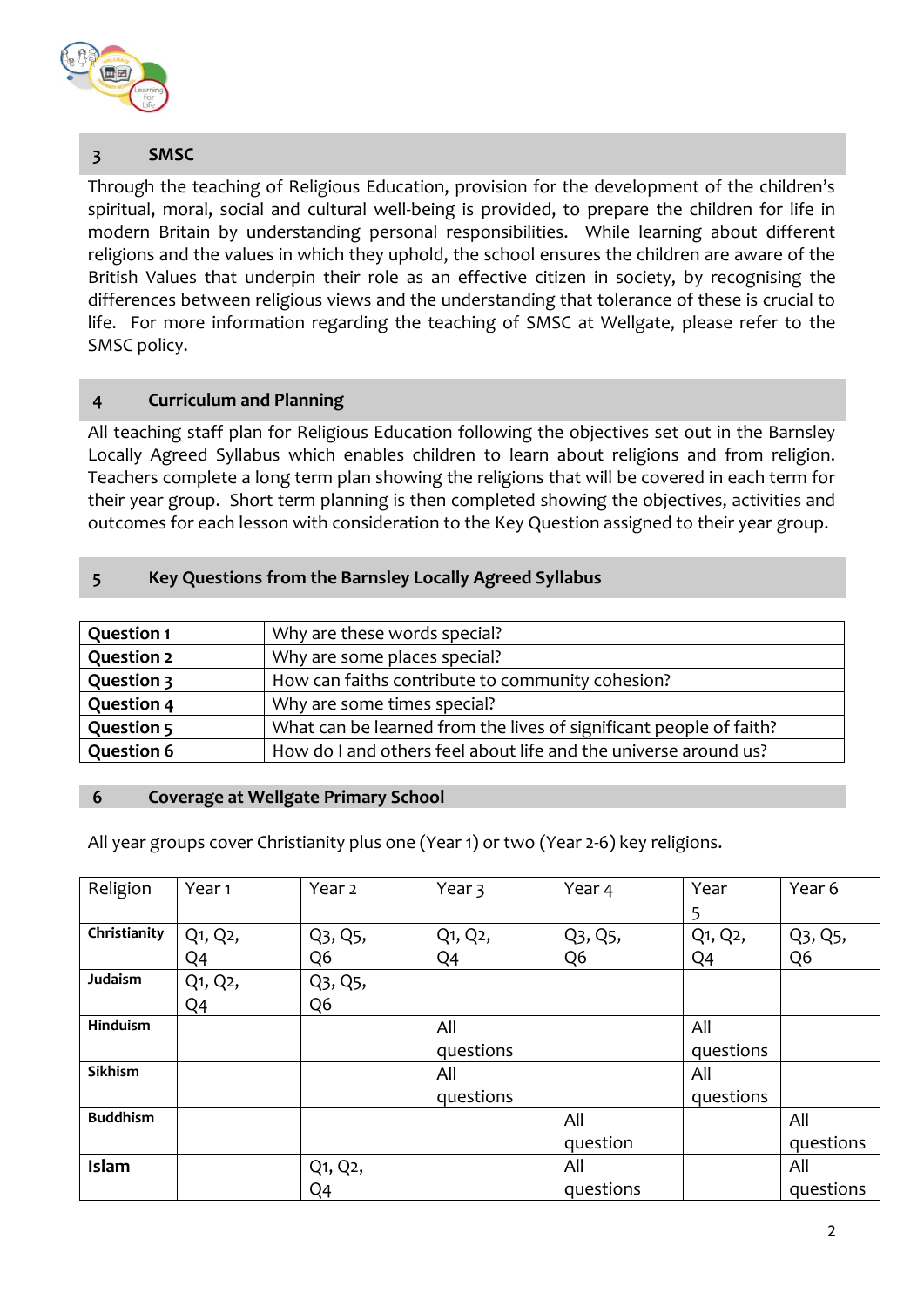## 3 SMSC

Through the teaching of Religious Education, provision for the development of the children's spiritual, moral, social and cultural well-being is provided, to prepare the children for life in modern Britain by understanding personal responsibilities. While learning about different religions and the values in which they uphold, the school ensures the children are aware of the British Values that underpin their role as an effective citizen in society, by recognising the differences between religious views and the understanding that tolerance of these is crucial to life. For more information regarding the teaching of SMSC at Wellgate, please refer to the SMSC policy.

## 4 Curriculum and Planning

All teaching staff plan for Religious Education following the objectives set out in the Barnsley Locally Agreed Syllabus which enables children to learn about religions and from religion. Teachers complete a long term plan showing the religions that will be covered in each term for their year group. Short term planning is then completed showing the objectives, activities and outcomes for each lesson with consideration to the Key Question assigned to their year group.

## 5 Key Questions from the Barnsley Locally Agreed Syllabus

| | |
|---|---|
| **Question 1** | Why are these words special? |
| **Question 2** | Why are some places special? |
| **Question 3** | How can faiths contribute to community cohesion? |
| **Question 4** | Why are some times special? |
| **Question 5** | What can be learned from the lives of significant people of faith? |
| **Question 6** | How do I and others feel about life and the universe around us? |

## 6 Coverage at Wellgate Primary School

All year groups cover Christianity plus one (Year 1) or two (Year 2-6) key religions.

| Religion | Year 1 | Year 2 | Year 3 | Year 4 | Year 5 | Year 6 |
|---|---|---|---|---|---|---|
| **Christianity** | Q1, Q2, Q4 | Q3, Q5, Q6 | Q1, Q2, Q4 | Q3, Q5, Q6 | Q1, Q2, Q4 | Q3, Q5, Q6 |
| **Judaism** | Q1, Q2, Q4 | Q3, Q5, Q6 | | | | |
| **Hinduism** | | | All questions | | All questions | |
| **Sikhism** | | | All questions | | All questions | |
| **Buddhism** | | | | All question | | All questions |
| **Islam** | | Q1, Q2, Q4 | | All questions | | All questions |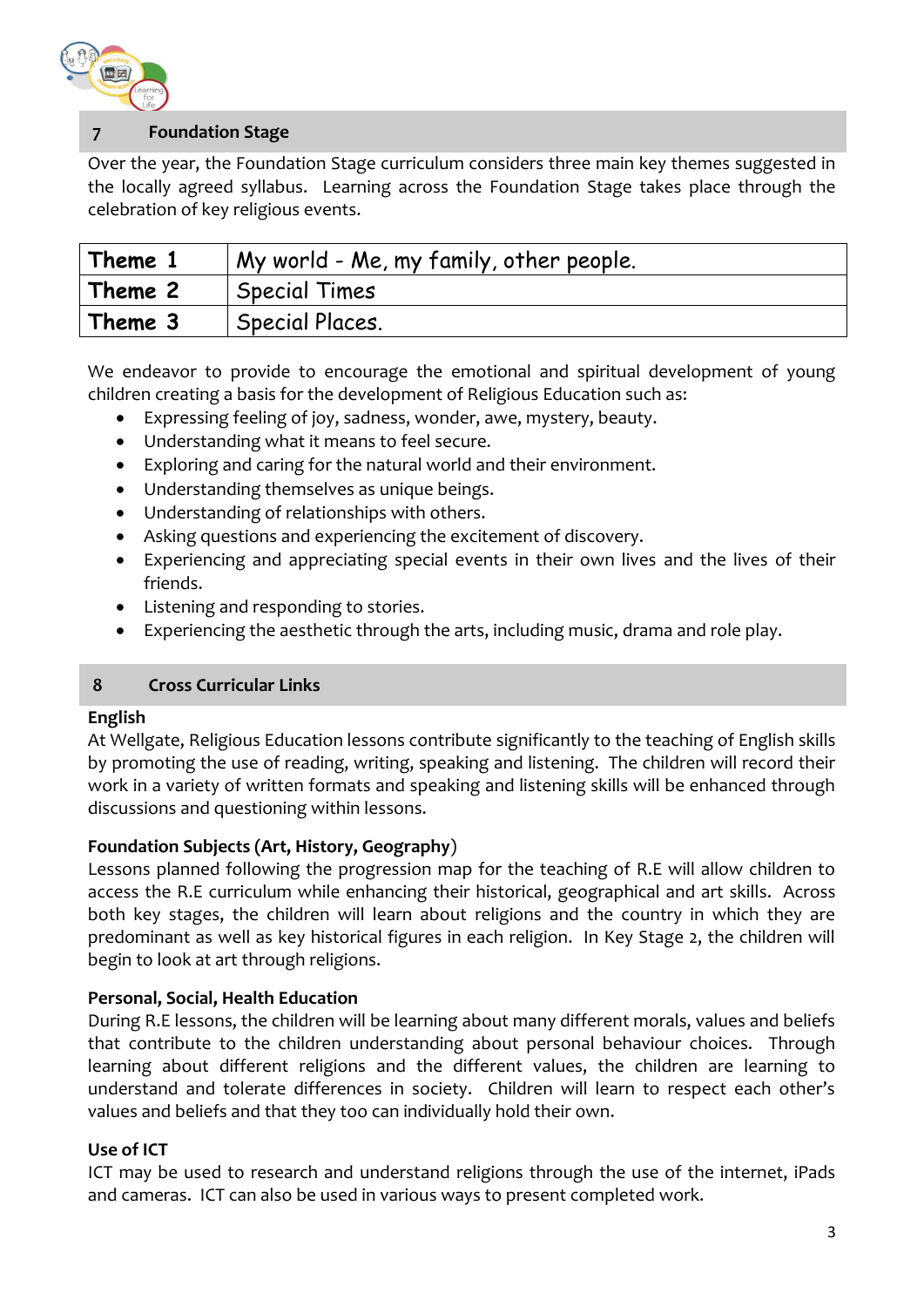## 7 Foundation Stage

Over the year, the Foundation Stage curriculum considers three main key themes suggested in the locally agreed syllabus. Learning across the Foundation Stage takes place through the celebration of key religious events.

| | |
|---|---|
| **Theme 1** | My world - Me, my family, other people. |
| **Theme 2** | Special Times |
| **Theme 3** | Special Places. |

We endeavor to provide to encourage the emotional and spiritual development of young children creating a basis for the development of Religious Education such as:

- Expressing feeling of joy, sadness, wonder, awe, mystery, beauty.
- Understanding what it means to feel secure.
- Exploring and caring for the natural world and their environment.
- Understanding themselves as unique beings.
- Understanding of relationships with others.
- Asking questions and experiencing the excitement of discovery.
- Experiencing and appreciating special events in their own lives and the lives of their friends.
- Listening and responding to stories.
- Experiencing the aesthetic through the arts, including music, drama and role play.

## 8 Cross Curricular Links

**English**

At Wellgate, Religious Education lessons contribute significantly to the teaching of English skills by promoting the use of reading, writing, speaking and listening. The children will record their work in a variety of written formats and speaking and listening skills will be enhanced through discussions and questioning within lessons.

**Foundation Subjects (Art, History, Geography)**

Lessons planned following the progression map for the teaching of R.E will allow children to access the R.E curriculum while enhancing their historical, geographical and art skills. Across both key stages, the children will learn about religions and the country in which they are predominant as well as key historical figures in each religion. In Key Stage 2, the children will begin to look at art through religions.

**Personal, Social, Health Education**

During R.E lessons, the children will be learning about many different morals, values and beliefs that contribute to the children understanding about personal behaviour choices. Through learning about different religions and the different values, the children are learning to understand and tolerate differences in society. Children will learn to respect each other's values and beliefs and that they too can individually hold their own.

**Use of ICT**

ICT may be used to research and understand religions through the use of the internet, iPads and cameras. ICT can also be used in various ways to present completed work.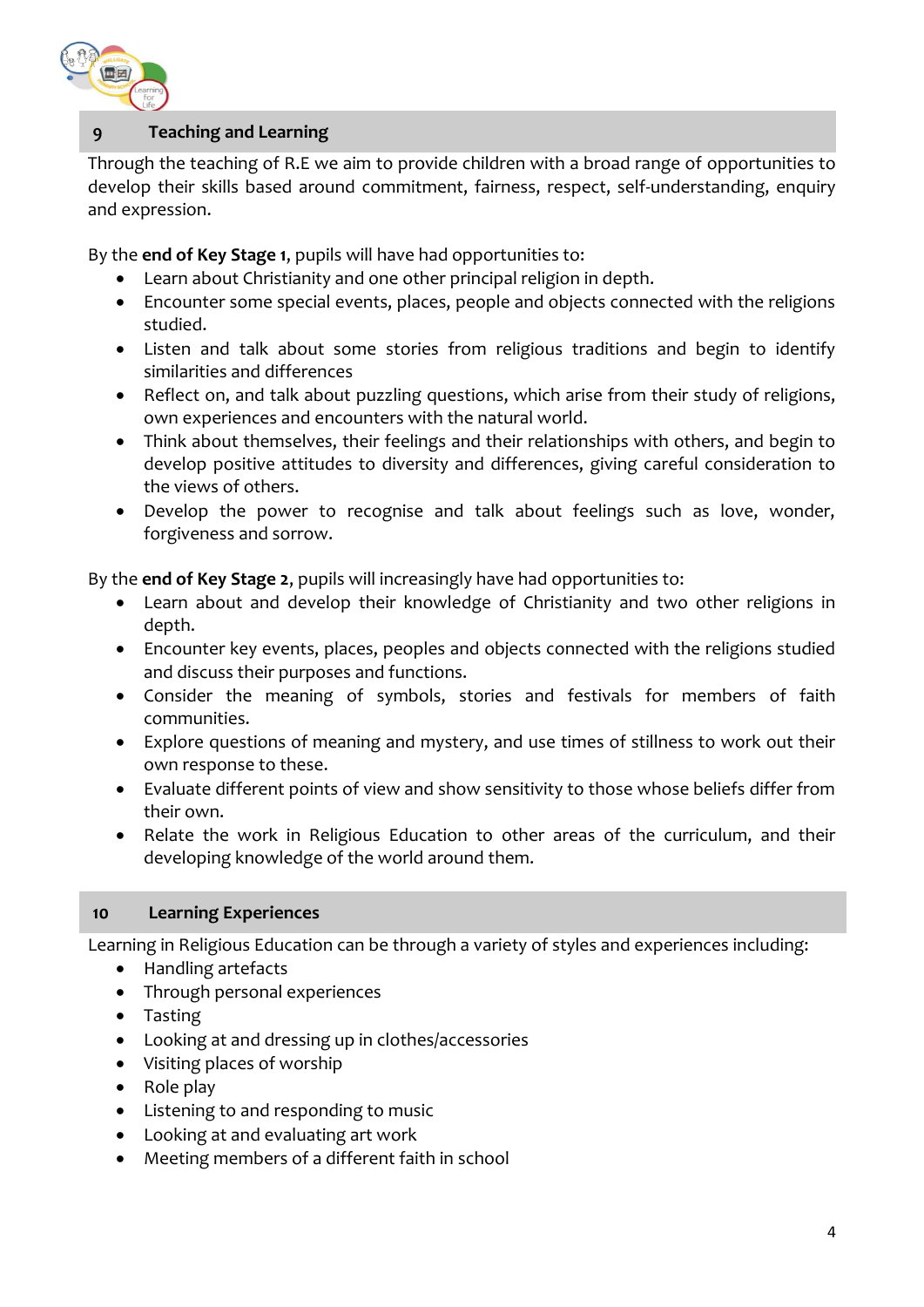## 9 Teaching and Learning

Through the teaching of R.E we aim to provide children with a broad range of opportunities to develop their skills based around commitment, fairness, respect, self-understanding, enquiry and expression.

By the **end of Key Stage 1**, pupils will have had opportunities to:

- Learn about Christianity and one other principal religion in depth.
- Encounter some special events, places, people and objects connected with the religions studied.
- Listen and talk about some stories from religious traditions and begin to identify similarities and differences
- Reflect on, and talk about puzzling questions, which arise from their study of religions, own experiences and encounters with the natural world.
- Think about themselves, their feelings and their relationships with others, and begin to develop positive attitudes to diversity and differences, giving careful consideration to the views of others.
- Develop the power to recognise and talk about feelings such as love, wonder, forgiveness and sorrow.

By the **end of Key Stage 2**, pupils will increasingly have had opportunities to:

- Learn about and develop their knowledge of Christianity and two other religions in depth.
- Encounter key events, places, peoples and objects connected with the religions studied and discuss their purposes and functions.
- Consider the meaning of symbols, stories and festivals for members of faith communities.
- Explore questions of meaning and mystery, and use times of stillness to work out their own response to these.
- Evaluate different points of view and show sensitivity to those whose beliefs differ from their own.
- Relate the work in Religious Education to other areas of the curriculum, and their developing knowledge of the world around them.

## 10 Learning Experiences

Learning in Religious Education can be through a variety of styles and experiences including:

- Handling artefacts
- Through personal experiences
- Tasting
- Looking at and dressing up in clothes/accessories
- Visiting places of worship
- Role play
- Listening to and responding to music
- Looking at and evaluating art work
- Meeting members of a different faith in school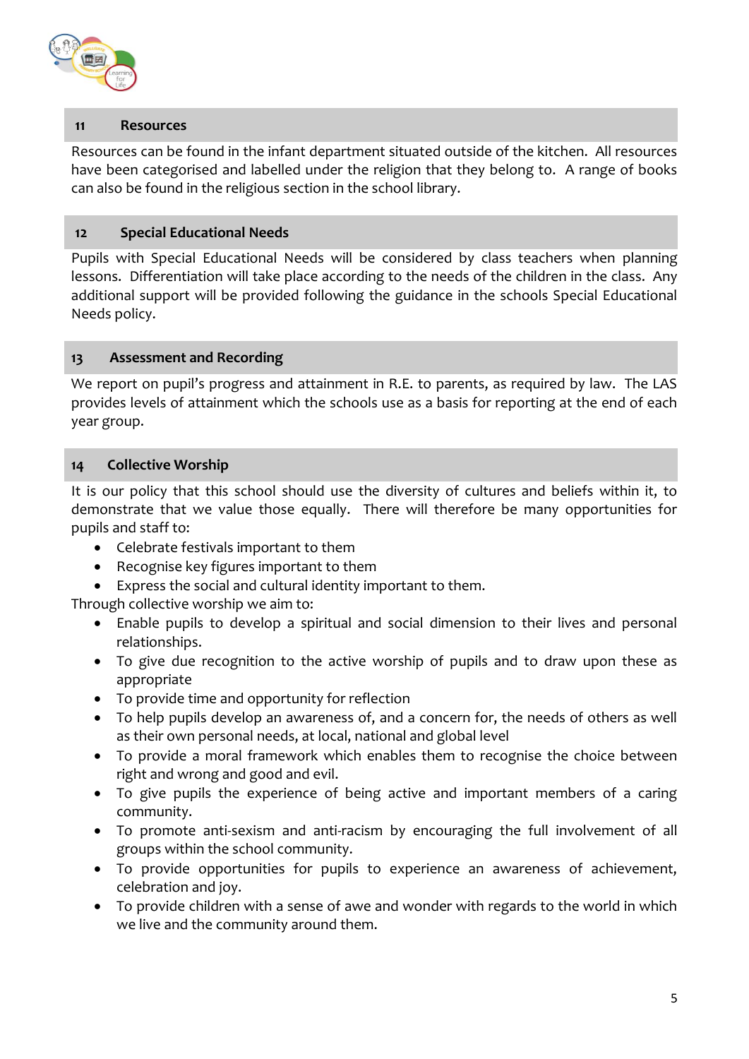## 11 Resources

Resources can be found in the infant department situated outside of the kitchen. All resources have been categorised and labelled under the religion that they belong to. A range of books can also be found in the religious section in the school library.

## 12 Special Educational Needs

Pupils with Special Educational Needs will be considered by class teachers when planning lessons. Differentiation will take place according to the needs of the children in the class. Any additional support will be provided following the guidance in the schools Special Educational Needs policy.

## 13 Assessment and Recording

We report on pupil's progress and attainment in R.E. to parents, as required by law. The LAS provides levels of attainment which the schools use as a basis for reporting at the end of each year group.

## 14 Collective Worship

It is our policy that this school should use the diversity of cultures and beliefs within it, to demonstrate that we value those equally. There will therefore be many opportunities for pupils and staff to:

- Celebrate festivals important to them
- Recognise key figures important to them
- Express the social and cultural identity important to them.

Through collective worship we aim to:

- Enable pupils to develop a spiritual and social dimension to their lives and personal relationships.
- To give due recognition to the active worship of pupils and to draw upon these as appropriate
- To provide time and opportunity for reflection
- To help pupils develop an awareness of, and a concern for, the needs of others as well as their own personal needs, at local, national and global level
- To provide a moral framework which enables them to recognise the choice between right and wrong and good and evil.
- To give pupils the experience of being active and important members of a caring community.
- To promote anti-sexism and anti-racism by encouraging the full involvement of all groups within the school community.
- To provide opportunities for pupils to experience an awareness of achievement, celebration and joy.
- To provide children with a sense of awe and wonder with regards to the world in which we live and the community around them.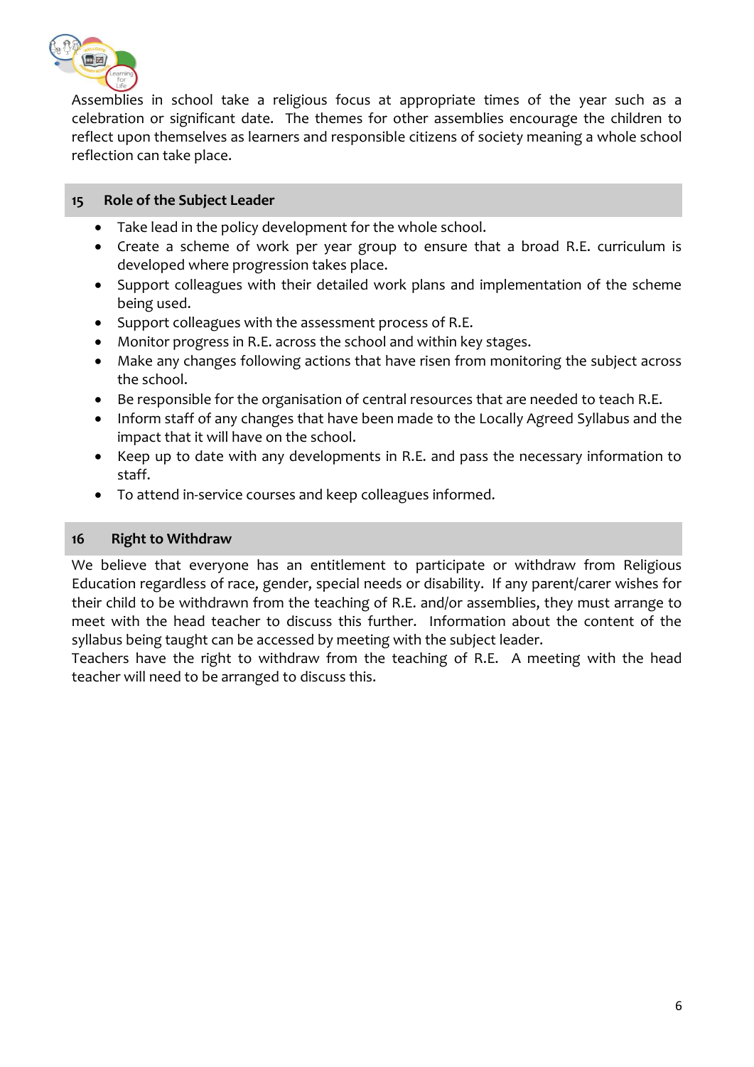Assemblies in school take a religious focus at appropriate times of the year such as a celebration or significant date. The themes for other assemblies encourage the children to reflect upon themselves as learners and responsible citizens of society meaning a whole school reflection can take place.

## 15 Role of the Subject Leader

- Take lead in the policy development for the whole school.
- Create a scheme of work per year group to ensure that a broad R.E. curriculum is developed where progression takes place.
- Support colleagues with their detailed work plans and implementation of the scheme being used.
- Support colleagues with the assessment process of R.E.
- Monitor progress in R.E. across the school and within key stages.
- Make any changes following actions that have risen from monitoring the subject across the school.
- Be responsible for the organisation of central resources that are needed to teach R.E.
- Inform staff of any changes that have been made to the Locally Agreed Syllabus and the impact that it will have on the school.
- Keep up to date with any developments in R.E. and pass the necessary information to staff.
- To attend in-service courses and keep colleagues informed.

## 16 Right to Withdraw

We believe that everyone has an entitlement to participate or withdraw from Religious Education regardless of race, gender, special needs or disability. If any parent/carer wishes for their child to be withdrawn from the teaching of R.E. and/or assemblies, they must arrange to meet with the head teacher to discuss this further. Information about the content of the syllabus being taught can be accessed by meeting with the subject leader.

Teachers have the right to withdraw from the teaching of R.E. A meeting with the head teacher will need to be arranged to discuss this.